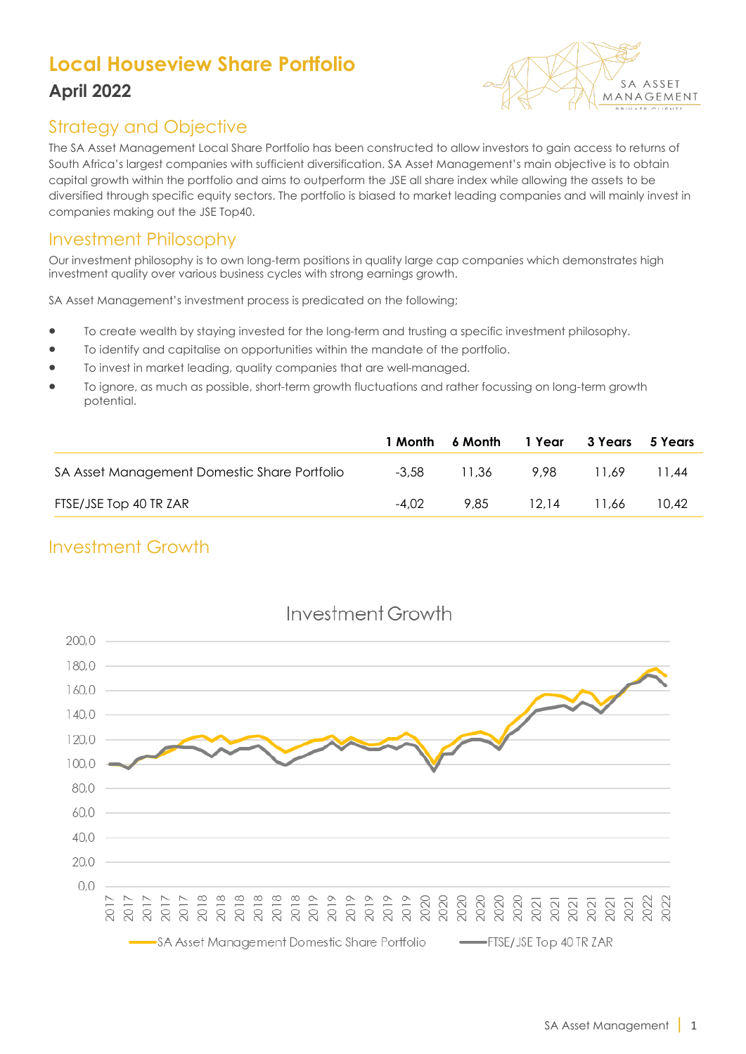# Local Houseview Share Portfolio

## April 2022

## Strategy and Objective

The SA Asset Management Local Share Portfolio has been constructed to allow investors to gain access to returns of South Africa's largest companies with sufficient diversification. SA Asset Management's main objective is to obtain capital growth within the portfolio and aims to outperform the JSE all share index while allowing the assets to be diversified through specific equity sectors. The portfolio is biased to market leading companies and will mainly invest in companies making out the JSE Top40.

## Investment Philosophy

Our investment philosophy is to own long-term positions in quality large cap companies which demonstrates high investment quality over various business cycles with strong earnings growth.

SA Asset Management's investment process is predicated on the following;

- To create wealth by staying invested for the long-term and trusting a specific investment philosophy.
- To identify and capitalise on opportunities within the mandate of the portfolio.
- To invest in market leading, quality companies that are well-managed.
- To ignore, as much as possible, short-term growth fluctuations and rather focussing on long-term growth potential.

| | 1 Month | 6 Month | 1 Year | 3 Years | 5 Years |
|---|---|---|---|---|---|
| SA Asset Management Domestic Share Portfolio | -3,58 | 11,36 | 9,98 | 11,69 | 11,44 |
| FTSE/JSE Top 40 TR ZAR | -4,02 | 9,85 | 12,14 | 11,66 | 10,42 |

## Investment Growth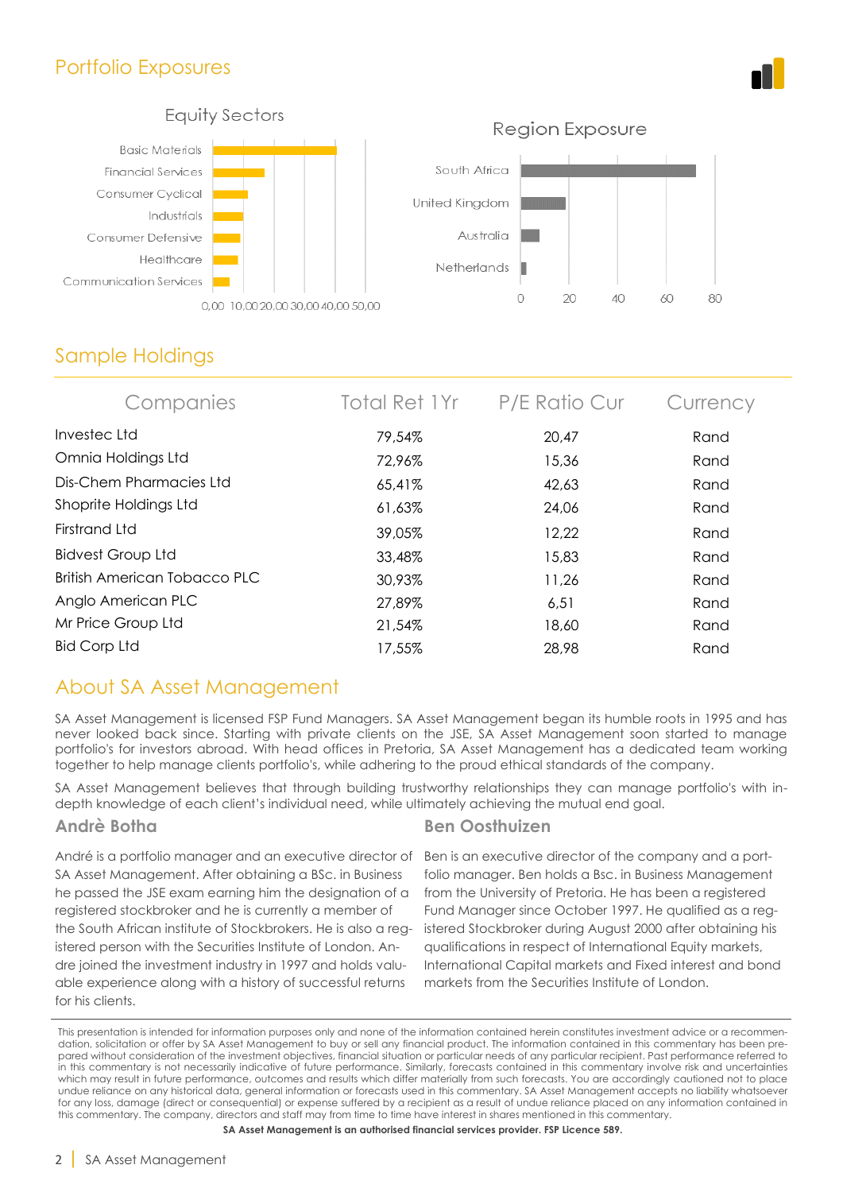## Portfolio Exposures

Equity Sectors

Basic Materials
Financial Services
Consumer Cyclical
Industrials
Consumer Defensive
Healthcare
Communication Services

0,00 10,00 20,00 30,00 40,00 50,00

Region Exposure

South Africa
United Kingdom
Australia
Netherlands

0 20 40 60 80

## Sample Holdings

| Companies | Total Ret 1Yr | P/E Ratio Cur | Currency |
|---|---|---|---|
| Investec Ltd | 79,54% | 20,47 | Rand |
| Omnia Holdings Ltd | 72,96% | 15,36 | Rand |
| Dis-Chem Pharmacies Ltd | 65,41% | 42,63 | Rand |
| Shoprite Holdings Ltd | 61,63% | 24,06 | Rand |
| Firstrand Ltd | 39,05% | 12,22 | Rand |
| Bidvest Group Ltd | 33,48% | 15,83 | Rand |
| British American Tobacco PLC | 30,93% | 11,26 | Rand |
| Anglo American PLC | 27,89% | 6,51 | Rand |
| Mr Price Group Ltd | 21,54% | 18,60 | Rand |
| Bid Corp Ltd | 17,55% | 28,98 | Rand |

## About SA Asset Management

SA Asset Management is licensed FSP Fund Managers. SA Asset Management began its humble roots in 1995 and has never looked back since. Starting with private clients on the JSE, SA Asset Management soon started to manage portfolio's for investors abroad. With head offices in Pretoria, SA Asset Management has a dedicated team working together to help manage clients portfolio's, while adhering to the proud ethical standards of the company.

SA Asset Management believes that through building trustworthy relationships they can manage portfolio's with in-depth knowledge of each client's individual need, while ultimately achieving the mutual end goal.

### Andrè Botha

André is a portfolio manager and an executive director of SA Asset Management. After obtaining a BSc. in Business he passed the JSE exam earning him the designation of a registered stockbroker and he is currently a member of the South African institute of Stockbrokers. He is also a registered person with the Securities Institute of London. Andre joined the investment industry in 1997 and holds valuable experience along with a history of successful returns for his clients.

### Ben Oosthuizen

Ben is an executive director of the company and a portfolio manager. Ben holds a Bsc. in Business Management from the University of Pretoria. He has been a registered Fund Manager since October 1997. He qualified as a registered Stockbroker during August 2000 after obtaining his qualifications in respect of International Equity markets, International Capital markets and Fixed interest and bond markets from the Securities Institute of London.

This presentation is intended for information purposes only and none of the information contained herein constitutes investment advice or a recommendation, solicitation or offer by SA Asset Management to buy or sell any financial product. The information contained in this commentary has been prepared without consideration of the investment objectives, financial situation or particular needs of any particular recipient. Past performance referred to in this commentary is not necessarily indicative of future performance. Similarly, forecasts contained in this commentary involve risk and uncertainties which may result in future performance, outcomes and results which differ materially from such forecasts. You are accordingly cautioned not to place undue reliance on any historical data, general information or forecasts used in this commentary. SA Asset Management accepts no liability whatsoever for any loss, damage (direct or consequential) or expense suffered by a recipient as a result of undue reliance placed on any information contained in this commentary. The company, directors and staff may from time to time have interest in shares mentioned in this commentary.

**SA Asset Management is an authorised financial services provider. FSP Licence 589.**